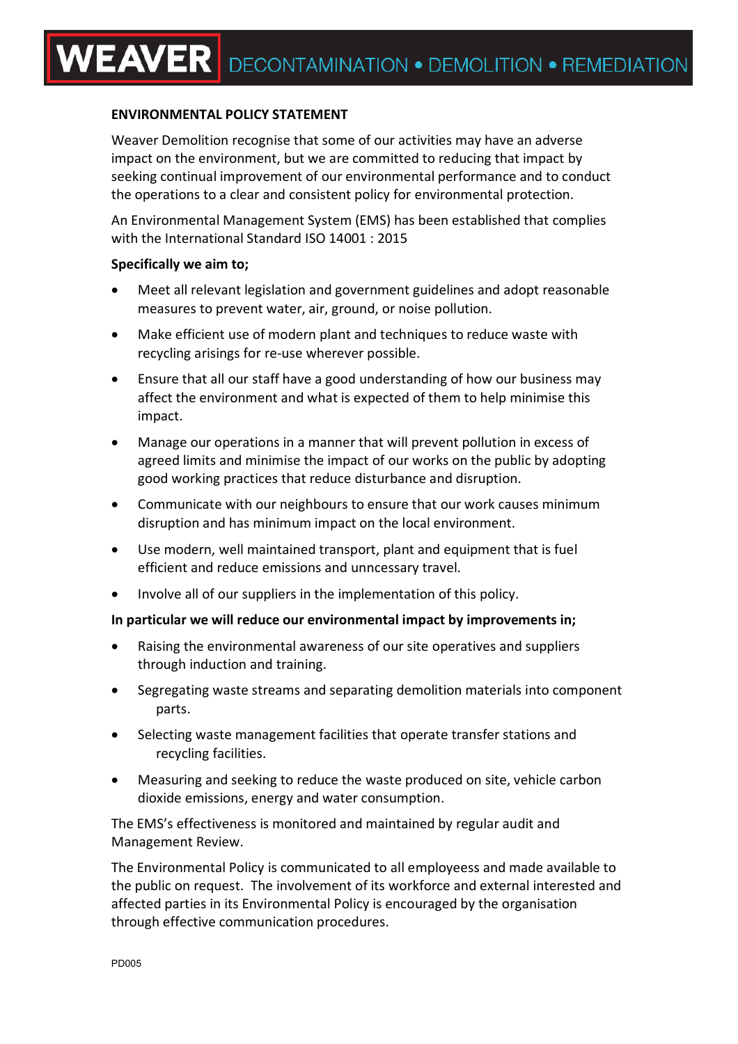**WEAVER** DECONTAMINATION • DEMOLITION • REMEDIATION

## ENVIRONMENTAL POLICY STATEMENT

Weaver Demolition recognise that some of our activities may have an adverse impact on the environment, but we are committed to reducing that impact by seeking continual improvement of our environmental performance and to conduct the operations to a clear and consistent policy for environmental protection.

An Environmental Management System (EMS) has been established that complies with the International Standard ISO 14001 : 2015

**Specifically we aim to;**

- Meet all relevant legislation and government guidelines and adopt reasonable measures to prevent water, air, ground, or noise pollution.
- Make efficient use of modern plant and techniques to reduce waste with recycling arisings for re-use wherever possible.
- Ensure that all our staff have a good understanding of how our business may affect the environment and what is expected of them to help minimise this impact.
- Manage our operations in a manner that will prevent pollution in excess of agreed limits and minimise the impact of our works on the public by adopting good working practices that reduce disturbance and disruption.
- Communicate with our neighbours to ensure that our work causes minimum disruption and has minimum impact on the local environment.
- Use modern, well maintained transport, plant and equipment that is fuel efficient and reduce emissions and unncessary travel.
- Involve all of our suppliers in the implementation of this policy.

**In particular we will reduce our environmental impact by improvements in;**

- Raising the environmental awareness of our site operatives and suppliers through induction and training.
- Segregating waste streams and separating demolition materials into component parts.
- Selecting waste management facilities that operate transfer stations and recycling facilities.
- Measuring and seeking to reduce the waste produced on site, vehicle carbon dioxide emissions, energy and water consumption.

The EMS's effectiveness is monitored and maintained by regular audit and Management Review.

The Environmental Policy is communicated to all employeess and made available to the public on request. The involvement of its workforce and external interested and affected parties in its Environmental Policy is encouraged by the organisation through effective communication procedures.

PD005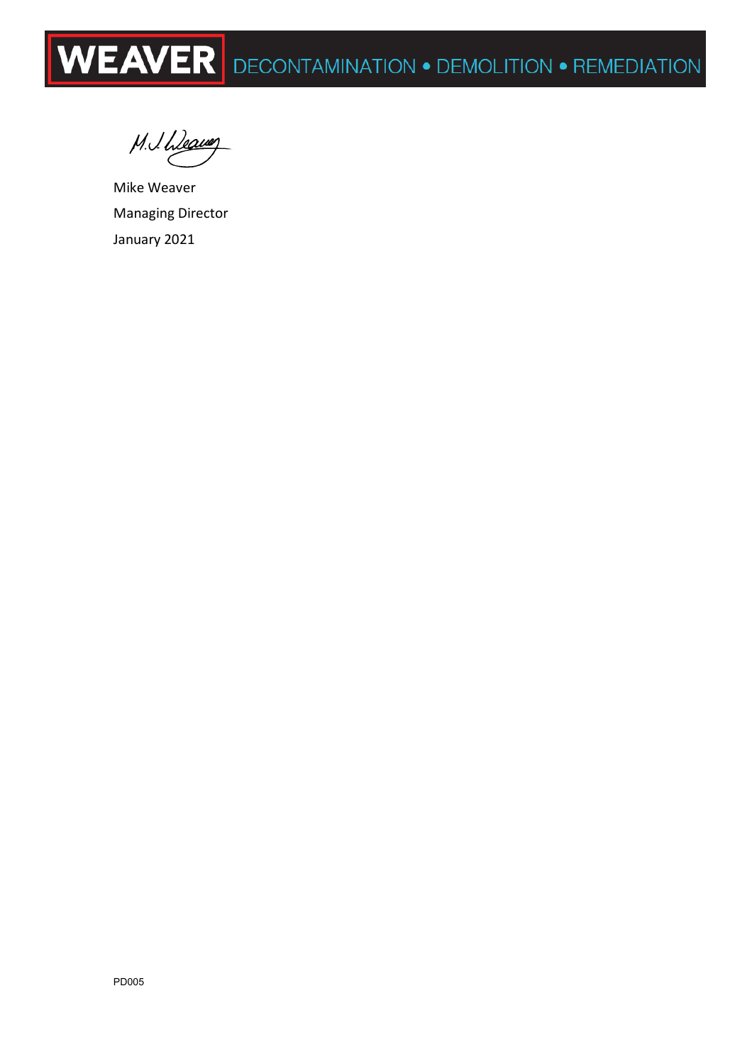Mike Weaver

Managing Director

January 2021

PD005